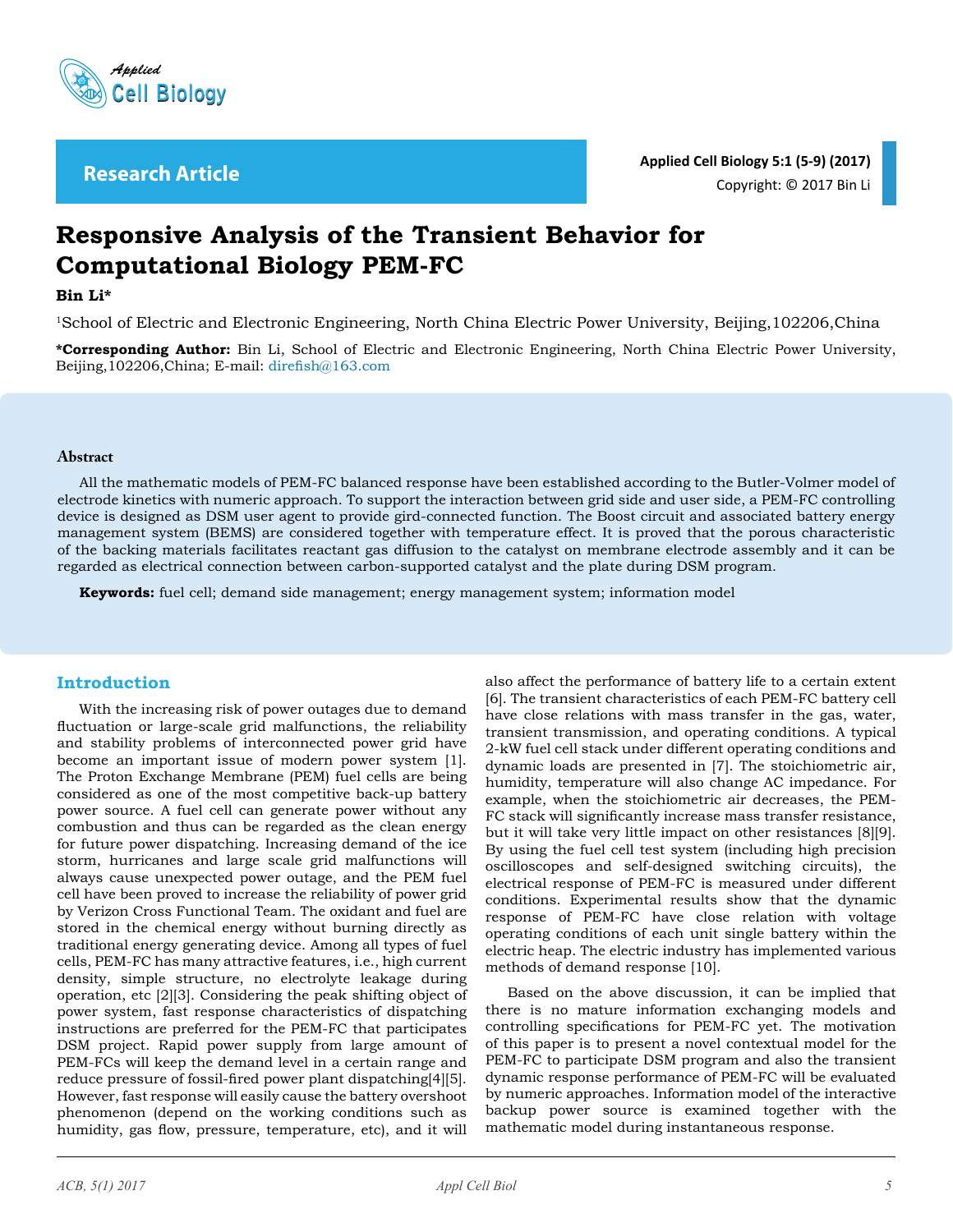**Research Article**

# Responsive Analysis of the Transient Behavior for Computational Biology PEM-FC

**Bin Li***

[1]School of Electric and Electronic Engineering, North China Electric Power University, Beijing,102206,China

***Corresponding Author:** Bin Li, School of Electric and Electronic Engineering, North China Electric Power University, Beijing,102206,China; E-mail: direfish@163.com

## Abstract

All the mathematic models of PEM-FC balanced response have been established according to the Butler-Volmer model of electrode kinetics with numeric approach. To support the interaction between grid side and user side, a PEM-FC controlling device is designed as DSM user agent to provide gird-connected function. The Boost circuit and associated battery energy management system (BEMS) are considered together with temperature effect. It is proved that the porous characteristic of the backing materials facilitates reactant gas diffusion to the catalyst on membrane electrode assembly and it can be regarded as electrical connection between carbon-supported catalyst and the plate during DSM program.

**Keywords:** fuel cell; demand side management; energy management system; information model

## Introduction

With the increasing risk of power outages due to demand fluctuation or large-scale grid malfunctions, the reliability and stability problems of interconnected power grid have become an important issue of modern power system [1]. The Proton Exchange Membrane (PEM) fuel cells are being considered as one of the most competitive back-up battery power source. A fuel cell can generate power without any combustion and thus can be regarded as the clean energy for future power dispatching. Increasing demand of the ice storm, hurricanes and large scale grid malfunctions will always cause unexpected power outage, and the PEM fuel cell have been proved to increase the reliability of power grid by Verizon Cross Functional Team. The oxidant and fuel are stored in the chemical energy without burning directly as traditional energy generating device. Among all types of fuel cells, PEM-FC has many attractive features, i.e., high current density, simple structure, no electrolyte leakage during operation, etc [2][3]. Considering the peak shifting object of power system, fast response characteristics of dispatching instructions are preferred for the PEM-FC that participates DSM project. Rapid power supply from large amount of PEM-FCs will keep the demand level in a certain range and reduce pressure of fossil-fired power plant dispatching[4][5]. However, fast response will easily cause the battery overshoot phenomenon (depend on the working conditions such as humidity, gas flow, pressure, temperature, etc), and it will also affect the performance of battery life to a certain extent [6]. The transient characteristics of each PEM-FC battery cell have close relations with mass transfer in the gas, water, transient transmission, and operating conditions. A typical 2-kW fuel cell stack under different operating conditions and dynamic loads are presented in [7]. The stoichiometric air, humidity, temperature will also change AC impedance. For example, when the stoichiometric air decreases, the PEM-FC stack will significantly increase mass transfer resistance, but it will take very little impact on other resistances [8][9]. By using the fuel cell test system (including high precision oscilloscopes and self-designed switching circuits), the electrical response of PEM-FC is measured under different conditions. Experimental results show that the dynamic response of PEM-FC have close relation with voltage operating conditions of each unit single battery within the electric heap. The electric industry has implemented various methods of demand response [10].

Based on the above discussion, it can be implied that there is no mature information exchanging models and controlling specifications for PEM-FC yet. The motivation of this paper is to present a novel contextual model for the PEM-FC to participate DSM program and also the transient dynamic response performance of PEM-FC will be evaluated by numeric approaches. Information model of the interactive backup power source is examined together with the mathematic model during instantaneous response.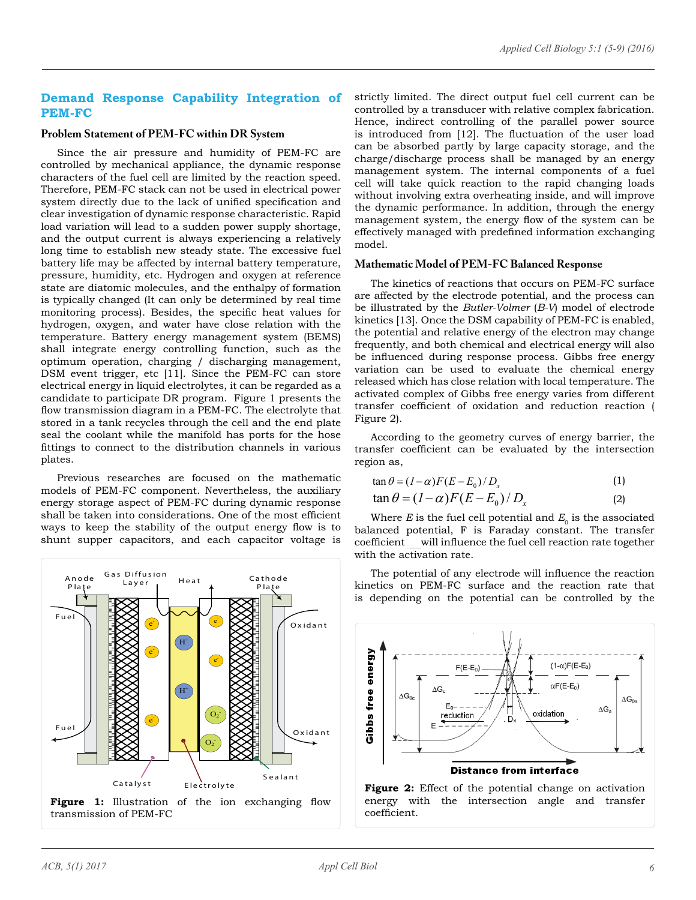## Demand Response Capability Integration of PEM-FC

### Problem Statement of PEM-FC within DR System

Since the air pressure and humidity of PEM-FC are controlled by mechanical appliance, the dynamic response characters of the fuel cell are limited by the reaction speed. Therefore, PEM-FC stack can not be used in electrical power system directly due to the lack of unified specification and clear investigation of dynamic response characteristic. Rapid load variation will lead to a sudden power supply shortage, and the output current is always experiencing a relatively long time to establish new steady state. The excessive fuel battery life may be affected by internal battery temperature, pressure, humidity, etc. Hydrogen and oxygen at reference state are diatomic molecules, and the enthalpy of formation is typically changed (It can only be determined by real time monitoring process). Besides, the specific heat values for hydrogen, oxygen, and water have close relation with the temperature. Battery energy management system (BEMS) shall integrate energy controlling function, such as the optimum operation, charging / discharging management, DSM event trigger, etc [11]. Since the PEM-FC can store electrical energy in liquid electrolytes, it can be regarded as a candidate to participate DR program. Figure 1 presents the flow transmission diagram in a PEM-FC. The electrolyte that stored in a tank recycles through the cell and the end plate seal the coolant while the manifold has ports for the hose fittings to connect to the distribution channels in various plates.

Previous researches are focused on the mathematic models of PEM-FC component. Nevertheless, the auxiliary energy storage aspect of PEM-FC during dynamic response shall be taken into considerations. One of the most efficient ways to keep the stability of the output energy flow is to shunt supper capacitors, and each capacitor voltage is strictly limited. The direct output fuel cell current can be controlled by a transducer with relative complex fabrication. Hence, indirect controlling of the parallel power source is introduced from [12]. The fluctuation of the user load can be absorbed partly by large capacity storage, and the charge/discharge process shall be managed by an energy management system. The internal components of a fuel cell will take quick reaction to the rapid changing loads without involving extra overheating inside, and will improve the dynamic performance. In addition, through the energy management system, the energy flow of the system can be effectively managed with predefined information exchanging model.

**Figure 1:** Illustration of the ion exchanging flow transmission of PEM-FC

### Mathematic Model of PEM-FC Balanced Response

The kinetics of reactions that occurs on PEM-FC surface are affected by the electrode potential, and the process can be illustrated by the *Butler-Volmer* (*B-V*) model of electrode kinetics [13]. Once the DSM capability of PEM-FC is enabled, the potential and relative energy of the electron may change frequently, and both chemical and electrical energy will also be influenced during response process. Gibbs free energy variation can be used to evaluate the chemical energy released which has close relation with local temperature. The activated complex of Gibbs free energy varies from different transfer coefficient of oxidation and reduction reaction ( Figure 2).

According to the geometry curves of energy barrier, the transfer coefficient can be evaluated by the intersection region as,

$$\tan\theta = (1-\alpha)F(E-E_0)/D_x \quad (1)$$

$$\tan\theta = (1-\alpha)F(E-E_0)/D_x \quad (2)$$

Where $E$ is the fuel cell potential and $E_0$ is the associated balanced potential, F is Faraday constant. The transfer coefficient __ will influence the fuel cell reaction rate together with the activation rate.

The potential of any electrode will influence the reaction kinetics on PEM-FC surface and the reaction rate that is depending on the potential can be controlled by the

**Figure 2:** Effect of the potential change on activation energy with the intersection angle and transfer coefficient.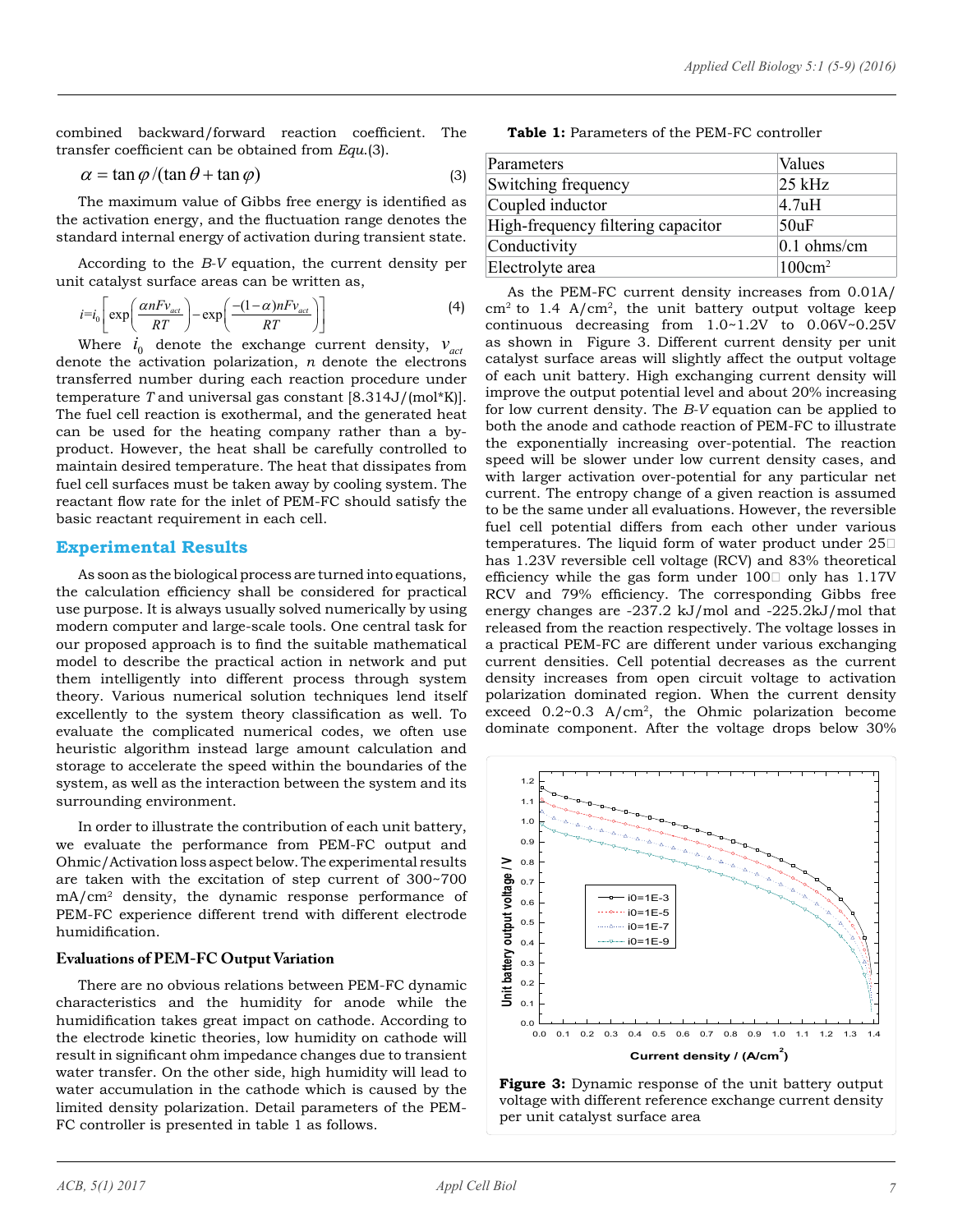combined backward/forward reaction coefficient. The transfer coefficient can be obtained from *Equ*.(3).

$$\alpha = \tan\varphi / (\tan\theta + \tan\varphi) \tag{3}$$

The maximum value of Gibbs free energy is identified as the activation energy, and the fluctuation range denotes the standard internal energy of activation during transient state.

According to the *B-V* equation, the current density per unit catalyst surface areas can be written as,

$$i = i_0 \left[ \exp\left(\frac{\alpha n F v_{act}}{RT}\right) - \exp\left(\frac{-(1-\alpha) n F v_{act}}{RT}\right) \right] \tag{4}$$

Where $i_0$ denote the exchange current density, $v_{act}$ denote the activation polarization, $n$ denote the electrons transferred number during each reaction procedure under temperature $T$ and universal gas constant [8.314J/(mol*K)]. The fuel cell reaction is exothermal, and the generated heat can be used for the heating company rather than a by-product. However, the heat shall be carefully controlled to maintain desired temperature. The heat that dissipates from fuel cell surfaces must be taken away by cooling system. The reactant flow rate for the inlet of PEM-FC should satisfy the basic reactant requirement in each cell.

## Experimental Results

As soon as the biological process are turned into equations, the calculation efficiency shall be considered for practical use purpose. It is always usually solved numerically by using modern computer and large-scale tools. One central task for our proposed approach is to find the suitable mathematical model to describe the practical action in network and put them intelligently into different process through system theory. Various numerical solution techniques lend itself excellently to the system theory classification as well. To evaluate the complicated numerical codes, we often use heuristic algorithm instead large amount calculation and storage to accelerate the speed within the boundaries of the system, as well as the interaction between the system and its surrounding environment.

In order to illustrate the contribution of each unit battery, we evaluate the performance from PEM-FC output and Ohmic/Activation loss aspect below. The experimental results are taken with the excitation of step current of 300~700 mA/cm$^2$ density, the dynamic response performance of PEM-FC experience different trend with different electrode humidification.

### Evaluations of PEM-FC Output Variation

There are no obvious relations between PEM-FC dynamic characteristics and the humidity for anode while the humidification takes great impact on cathode. According to the electrode kinetic theories, low humidity on cathode will result in significant ohm impedance changes due to transient water transfer. On the other side, high humidity will lead to water accumulation in the cathode which is caused by the limited density polarization. Detail parameters of the PEM-FC controller is presented in table 1 as follows.

**Table 1:** Parameters of the PEM-FC controller

| Parameters | Values |
|---|---|
| Switching frequency | 25 kHz |
| Coupled inductor | 4.7uH |
| High-frequency filtering capacitor | 50uF |
| Conductivity | 0.1 ohms/cm |
| Electrolyte area | 100cm$^2$ |

As the PEM-FC current density increases from 0.01A/cm$^2$ to 1.4 A/cm$^2$, the unit battery output voltage keep continuous decreasing from 1.0~1.2V to 0.06V~0.25V as shown in Figure 3. Different current density per unit catalyst surface areas will slightly affect the output voltage of each unit battery. High exchanging current density will improve the output potential level and about 20% increasing for low current density. The *B-V* equation can be applied to both the anode and cathode reaction of PEM-FC to illustrate the exponentially increasing over-potential. The reaction speed will be slower under low current density cases, and with larger activation over-potential for any particular net current. The entropy change of a given reaction is assumed to be the same under all evaluations. However, the reversible fuel cell potential differs from each other under various temperatures. The liquid form of water product under 25℃ has 1.23V reversible cell voltage (RCV) and 83% theoretical efficiency while the gas form under 100℃ only has 1.17V RCV and 79% efficiency. The corresponding Gibbs free energy changes are -237.2 kJ/mol and -225.2kJ/mol that released from the reaction respectively. The voltage losses in a practical PEM-FC are different under various exchanging current densities. Cell potential decreases as the current density increases from open circuit voltage to activation polarization dominated region. When the current density exceed 0.2~0.3 A/cm$^2$, the Ohmic polarization become dominate component. After the voltage drops below 30%

**Figure 3:** Dynamic response of the unit battery output voltage with different reference exchange current density per unit catalyst surface area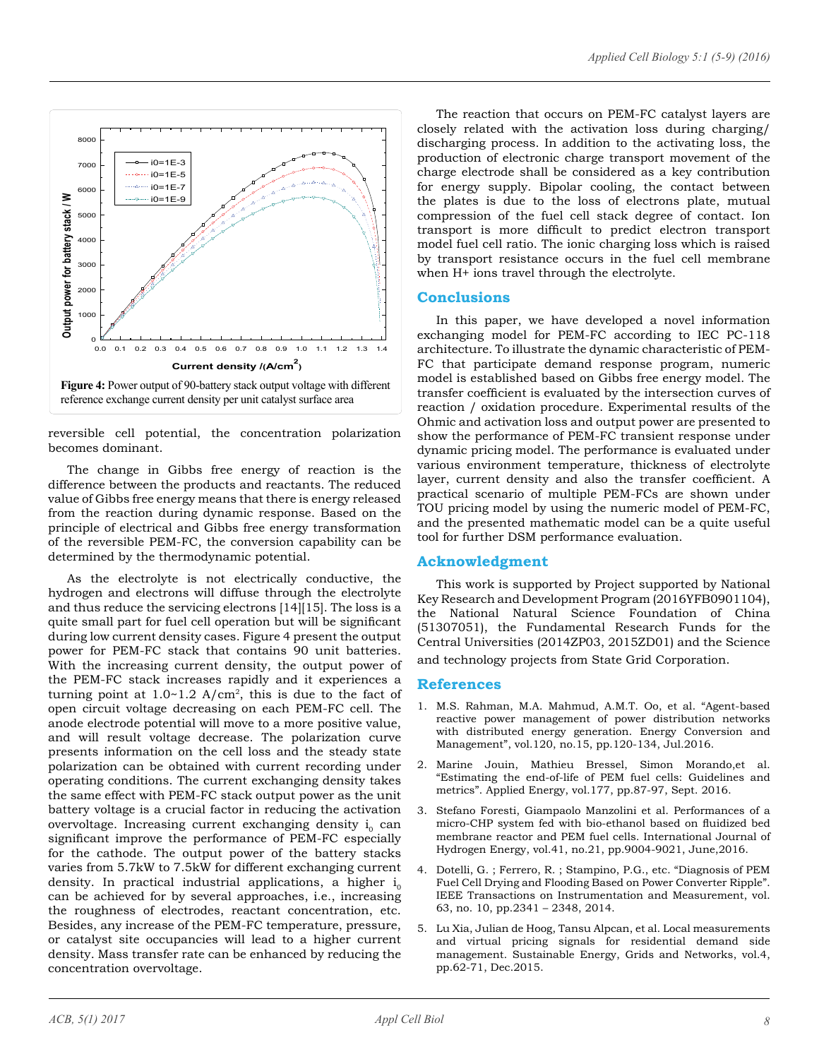Figure 4: Power output of 90-battery stack output voltage with different reference exchange current density per unit catalyst surface area

reversible cell potential, the concentration polarization becomes dominant.

The change in Gibbs free energy of reaction is the difference between the products and reactants. The reduced value of Gibbs free energy means that there is energy released from the reaction during dynamic response. Based on the principle of electrical and Gibbs free energy transformation of the reversible PEM-FC, the conversion capability can be determined by the thermodynamic potential.

As the electrolyte is not electrically conductive, the hydrogen and electrons will diffuse through the electrolyte and thus reduce the servicing electrons [14][15]. The loss is a quite small part for fuel cell operation but will be significant during low current density cases. Figure 4 present the output power for PEM-FC stack that contains 90 unit batteries. With the increasing current density, the output power of the PEM-FC stack increases rapidly and it experiences a turning point at 1.0~1.2 A/cm$^2$, this is due to the fact of open circuit voltage decreasing on each PEM-FC cell. The anode electrode potential will move to a more positive value, and will result voltage decrease. The polarization curve presents information on the cell loss and the steady state polarization can be obtained with current recording under operating conditions. The current exchanging density takes the same effect with PEM-FC stack output power as the unit battery voltage is a crucial factor in reducing the activation overvoltage. Increasing current exchanging density $i_0$ can significant improve the performance of PEM-FC especially for the cathode. The output power of the battery stacks varies from 5.7kW to 7.5kW for different exchanging current density. In practical industrial applications, a higher $i_0$ can be achieved for by several approaches, i.e., increasing the roughness of electrodes, reactant concentration, etc. Besides, any increase of the PEM-FC temperature, pressure, or catalyst site occupancies will lead to a higher current density. Mass transfer rate can be enhanced by reducing the concentration overvoltage.

The reaction that occurs on PEM-FC catalyst layers are closely related with the activation loss during charging/discharging process. In addition to the activating loss, the production of electronic charge transport movement of the charge electrode shall be considered as a key contribution for energy supply. Bipolar cooling, the contact between the plates is due to the loss of electrons plate, mutual compression of the fuel cell stack degree of contact. Ion transport is more difficult to predict electron transport model fuel cell ratio. The ionic charging loss which is raised by transport resistance occurs in the fuel cell membrane when H+ ions travel through the electrolyte.

## Conclusions

In this paper, we have developed a novel information exchanging model for PEM-FC according to IEC PC-118 architecture. To illustrate the dynamic characteristic of PEM-FC that participate demand response program, numeric model is established based on Gibbs free energy model. The transfer coefficient is evaluated by the intersection curves of reaction / oxidation procedure. Experimental results of the Ohmic and activation loss and output power are presented to show the performance of PEM-FC transient response under dynamic pricing model. The performance is evaluated under various environment temperature, thickness of electrolyte layer, current density and also the transfer coefficient. A practical scenario of multiple PEM-FCs are shown under TOU pricing model by using the numeric model of PEM-FC, and the presented mathematic model can be a quite useful tool for further DSM performance evaluation.

## Acknowledgment

This work is supported by Project supported by National Key Research and Development Program (2016YFB0901104), the National Natural Science Foundation of China (51307051), the Fundamental Research Funds for the Central Universities (2014ZP03, 2015ZD01) and the Science and technology projects from State Grid Corporation.

## References

1. M.S. Rahman, M.A. Mahmud, A.M.T. Oo, et al. "Agent-based reactive power management of power distribution networks with distributed energy generation. Energy Conversion and Management", vol.120, no.15, pp.120-134, Jul.2016.
2. Marine Jouin, Mathieu Bressel, Simon Morando,et al. "Estimating the end-of-life of PEM fuel cells: Guidelines and metrics". Applied Energy, vol.177, pp.87-97, Sept. 2016.
3. Stefano Foresti, Giampaolo Manzolini et al. Performances of a micro-CHP system fed with bio-ethanol based on fluidized bed membrane reactor and PEM fuel cells. International Journal of Hydrogen Energy, vol.41, no.21, pp.9004-9021, June,2016.
4. Dotelli, G. ; Ferrero, R. ; Stampino, P.G., etc. "Diagnosis of PEM Fuel Cell Drying and Flooding Based on Power Converter Ripple". IEEE Transactions on Instrumentation and Measurement, vol. 63, no. 10, pp.2341 – 2348, 2014.
5. Lu Xia, Julian de Hoog, Tansu Alpcan, et al. Local measurements and virtual pricing signals for residential demand side management. Sustainable Energy, Grids and Networks, vol.4, pp.62-71, Dec.2015.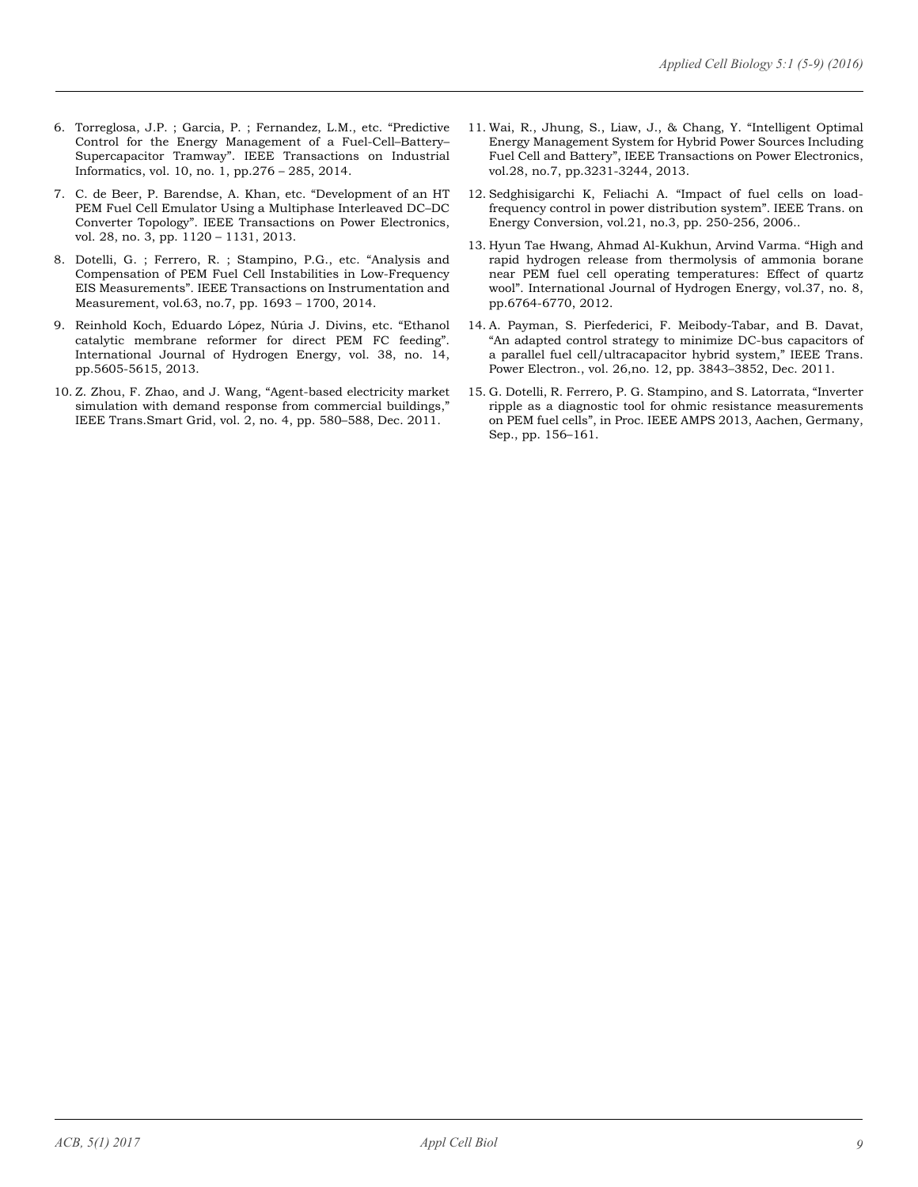6. Torreglosa, J.P. ; Garcia, P. ; Fernandez, L.M., etc. "Predictive Control for the Energy Management of a Fuel-Cell–Battery–Supercapacitor Tramway". IEEE Transactions on Industrial Informatics, vol. 10, no. 1, pp.276 – 285, 2014.
7. C. de Beer, P. Barendse, A. Khan, etc. "Development of an HT PEM Fuel Cell Emulator Using a Multiphase Interleaved DC–DC Converter Topology". IEEE Transactions on Power Electronics, vol. 28, no. 3, pp. 1120 – 1131, 2013.
8. Dotelli, G. ; Ferrero, R. ; Stampino, P.G., etc. "Analysis and Compensation of PEM Fuel Cell Instabilities in Low-Frequency EIS Measurements". IEEE Transactions on Instrumentation and Measurement, vol.63, no.7, pp. 1693 – 1700, 2014.
9. Reinhold Koch, Eduardo López, Núria J. Divins, etc. "Ethanol catalytic membrane reformer for direct PEM FC feeding". International Journal of Hydrogen Energy, vol. 38, no. 14, pp.5605-5615, 2013.
10. Z. Zhou, F. Zhao, and J. Wang, "Agent-based electricity market simulation with demand response from commercial buildings," IEEE Trans.Smart Grid, vol. 2, no. 4, pp. 580–588, Dec. 2011.
11. Wai, R., Jhung, S., Liaw, J., & Chang, Y. "Intelligent Optimal Energy Management System for Hybrid Power Sources Including Fuel Cell and Battery", IEEE Transactions on Power Electronics, vol.28, no.7, pp.3231-3244, 2013.
12. Sedghisigarchi K, Feliachi A. "Impact of fuel cells on load-frequency control in power distribution system". IEEE Trans. on Energy Conversion, vol.21, no.3, pp. 250-256, 2006..
13. Hyun Tae Hwang, Ahmad Al-Kukhun, Arvind Varma. "High and rapid hydrogen release from thermolysis of ammonia borane near PEM fuel cell operating temperatures: Effect of quartz wool". International Journal of Hydrogen Energy, vol.37, no. 8, pp.6764-6770, 2012.
14. A. Payman, S. Pierfederici, F. Meibody-Tabar, and B. Davat, "An adapted control strategy to minimize DC-bus capacitors of a parallel fuel cell/ultracapacitor hybrid system," IEEE Trans. Power Electron., vol. 26,no. 12, pp. 3843–3852, Dec. 2011.
15. G. Dotelli, R. Ferrero, P. G. Stampino, and S. Latorrata, "Inverter ripple as a diagnostic tool for ohmic resistance measurements on PEM fuel cells", in Proc. IEEE AMPS 2013, Aachen, Germany, Sep., pp. 156–161.